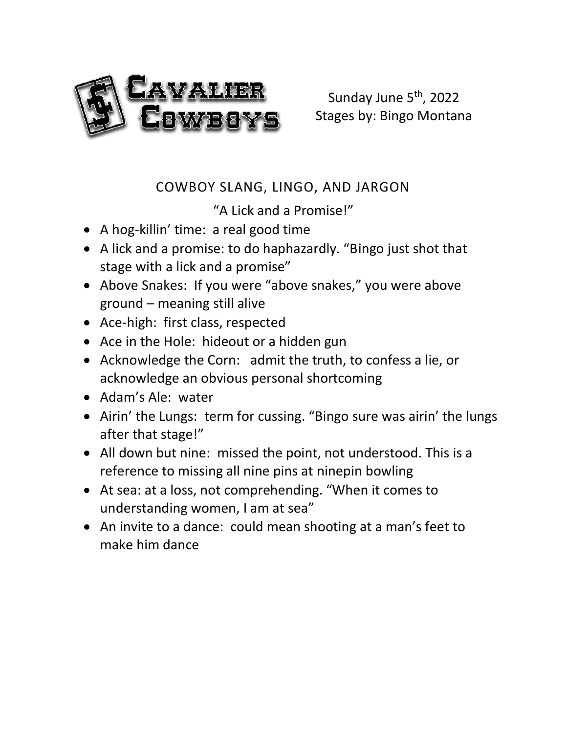# Cavalier Cowboys

Sunday June 5th, 2022
Stages by: Bingo Montana

## COWBOY SLANG, LINGO, AND JARGON

"A Lick and a Promise!"

- A hog-killin' time: a real good time
- A lick and a promise: to do haphazardly. "Bingo just shot that stage with a lick and a promise"
- Above Snakes: If you were "above snakes," you were above ground – meaning still alive
- Ace-high: first class, respected
- Ace in the Hole: hideout or a hidden gun
- Acknowledge the Corn: admit the truth, to confess a lie, or acknowledge an obvious personal shortcoming
- Adam's Ale: water
- Airin' the Lungs: term for cussing. "Bingo sure was airin' the lungs after that stage!"
- All down but nine: missed the point, not understood. This is a reference to missing all nine pins at ninepin bowling
- At sea: at a loss, not comprehending. "When it comes to understanding women, I am at sea"
- An invite to a dance: could mean shooting at a man's feet to make him dance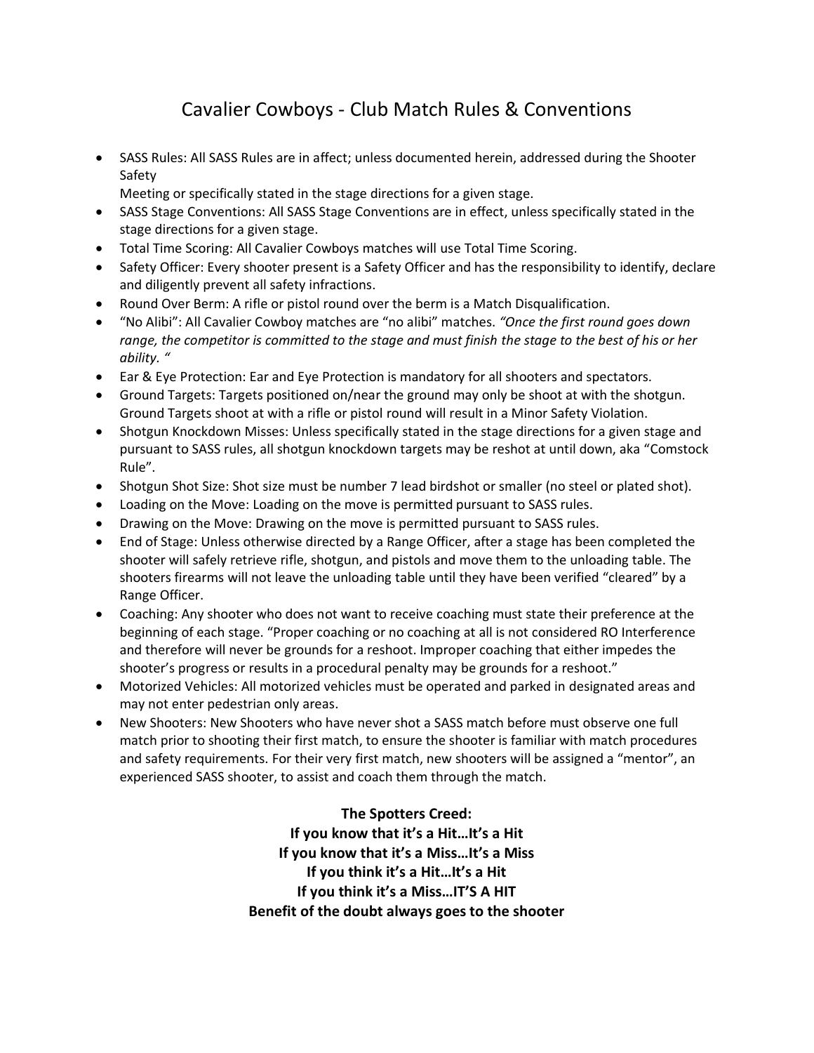# Cavalier Cowboys - Club Match Rules & Conventions

- SASS Rules: All SASS Rules are in affect; unless documented herein, addressed during the Shooter Safety
  Meeting or specifically stated in the stage directions for a given stage.
- SASS Stage Conventions: All SASS Stage Conventions are in effect, unless specifically stated in the stage directions for a given stage.
- Total Time Scoring: All Cavalier Cowboys matches will use Total Time Scoring.
- Safety Officer: Every shooter present is a Safety Officer and has the responsibility to identify, declare and diligently prevent all safety infractions.
- Round Over Berm: A rifle or pistol round over the berm is a Match Disqualification.
- "No Alibi": All Cavalier Cowboy matches are "no alibi" matches. *"Once the first round goes down range, the competitor is committed to the stage and must finish the stage to the best of his or her ability. "*
- Ear & Eye Protection: Ear and Eye Protection is mandatory for all shooters and spectators.
- Ground Targets: Targets positioned on/near the ground may only be shoot at with the shotgun. Ground Targets shoot at with a rifle or pistol round will result in a Minor Safety Violation.
- Shotgun Knockdown Misses: Unless specifically stated in the stage directions for a given stage and pursuant to SASS rules, all shotgun knockdown targets may be reshot at until down, aka "Comstock Rule".
- Shotgun Shot Size: Shot size must be number 7 lead birdshot or smaller (no steel or plated shot).
- Loading on the Move: Loading on the move is permitted pursuant to SASS rules.
- Drawing on the Move: Drawing on the move is permitted pursuant to SASS rules.
- End of Stage: Unless otherwise directed by a Range Officer, after a stage has been completed the shooter will safely retrieve rifle, shotgun, and pistols and move them to the unloading table. The shooters firearms will not leave the unloading table until they have been verified "cleared" by a Range Officer.
- Coaching: Any shooter who does not want to receive coaching must state their preference at the beginning of each stage. "Proper coaching or no coaching at all is not considered RO Interference and therefore will never be grounds for a reshoot. Improper coaching that either impedes the shooter's progress or results in a procedural penalty may be grounds for a reshoot."
- Motorized Vehicles: All motorized vehicles must be operated and parked in designated areas and may not enter pedestrian only areas.
- New Shooters: New Shooters who have never shot a SASS match before must observe one full match prior to shooting their first match, to ensure the shooter is familiar with match procedures and safety requirements. For their very first match, new shooters will be assigned a "mentor", an experienced SASS shooter, to assist and coach them through the match.

**The Spotters Creed:**
**If you know that it's a Hit…It's a Hit**
**If you know that it's a Miss…It's a Miss**
**If you think it's a Hit…It's a Hit**
**If you think it's a Miss…IT'S A HIT**
**Benefit of the doubt always goes to the shooter**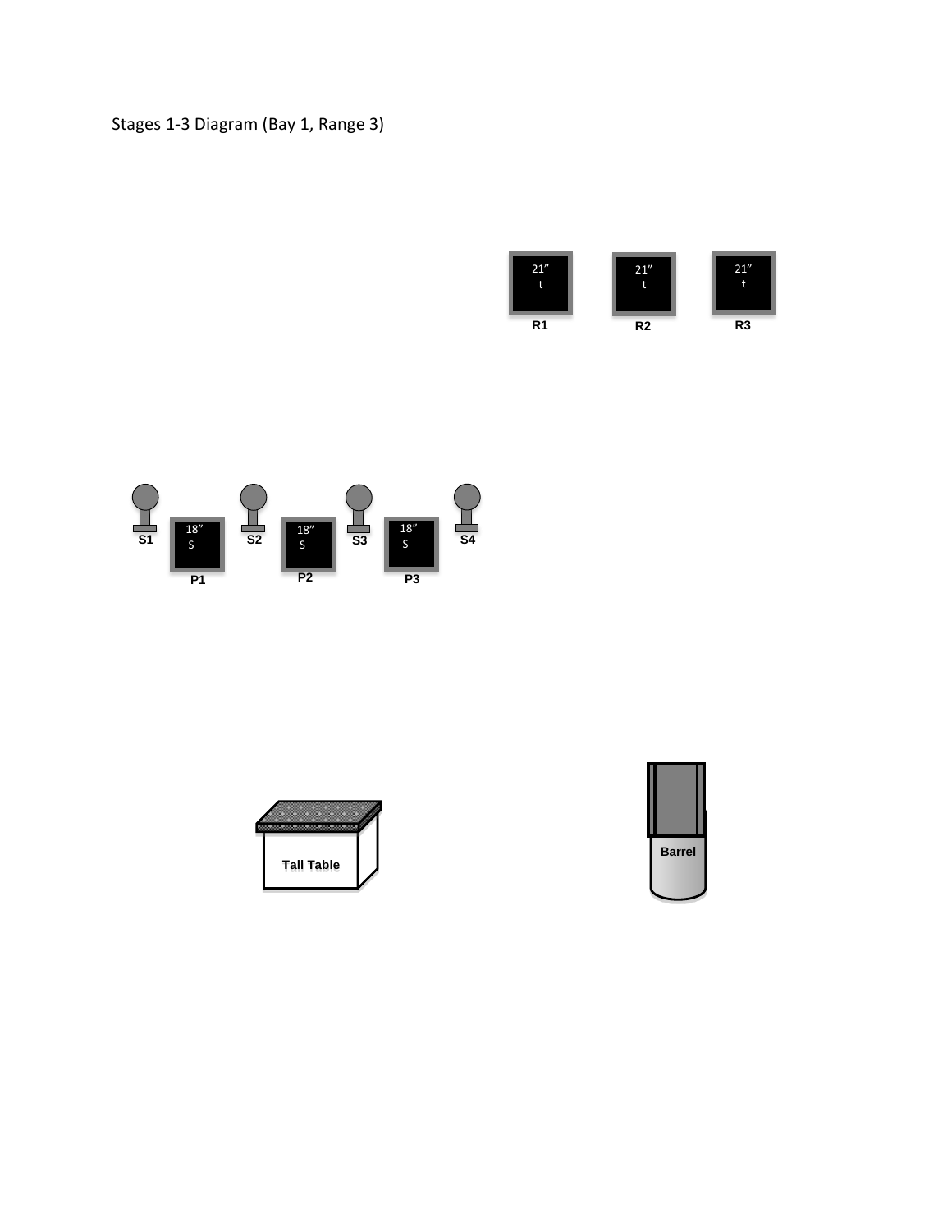Stages 1-3 Diagram (Bay 1, Range 3)

21″
t
R1

21″
t
R2

21″
t
R3

S1

18″
S
P1

S2

18″
S
P2

S3

18″
S
P3

S4

Tall Table

Barrel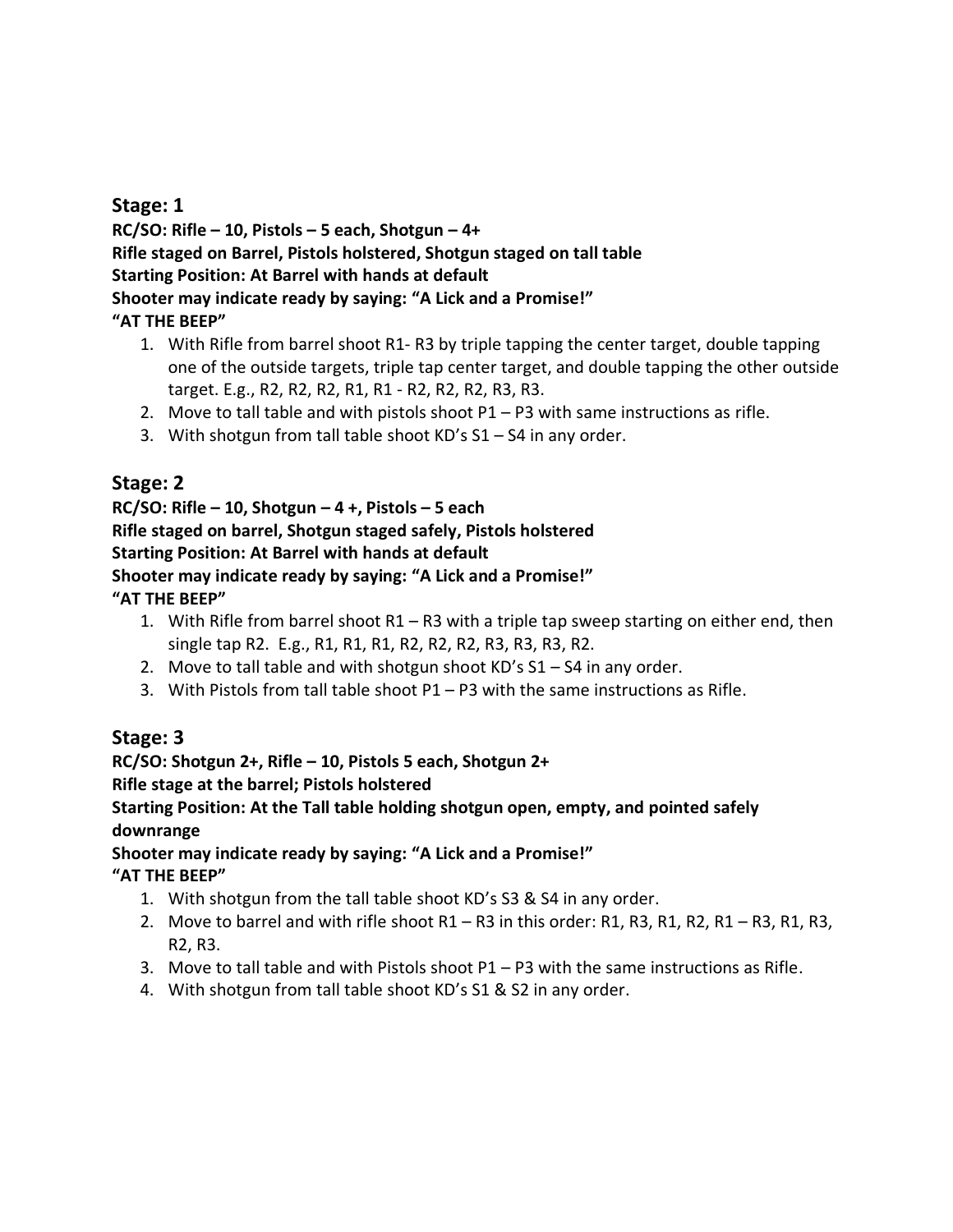## Stage: 1

**RC/SO: Rifle – 10, Pistols – 5 each, Shotgun – 4+**
**Rifle staged on Barrel, Pistols holstered, Shotgun staged on tall table**
**Starting Position: At Barrel with hands at default**
**Shooter may indicate ready by saying: "A Lick and a Promise!"**
**"AT THE BEEP"**

1. With Rifle from barrel shoot R1- R3 by triple tapping the center target, double tapping one of the outside targets, triple tap center target, and double tapping the other outside target. E.g., R2, R2, R2, R1, R1 - R2, R2, R2, R3, R3.
2. Move to tall table and with pistols shoot P1 – P3 with same instructions as rifle.
3. With shotgun from tall table shoot KD's S1 – S4 in any order.

## Stage: 2

**RC/SO: Rifle – 10, Shotgun – 4 +, Pistols – 5 each**
**Rifle staged on barrel, Shotgun staged safely, Pistols holstered**
**Starting Position: At Barrel with hands at default**
**Shooter may indicate ready by saying: "A Lick and a Promise!"**
**"AT THE BEEP"**

1. With Rifle from barrel shoot R1 – R3 with a triple tap sweep starting on either end, then single tap R2. E.g., R1, R1, R1, R2, R2, R2, R3, R3, R3, R2.
2. Move to tall table and with shotgun shoot KD's S1 – S4 in any order.
3. With Pistols from tall table shoot P1 – P3 with the same instructions as Rifle.

## Stage: 3

**RC/SO: Shotgun 2+, Rifle – 10, Pistols 5 each, Shotgun 2+**
**Rifle stage at the barrel; Pistols holstered**
**Starting Position: At the Tall table holding shotgun open, empty, and pointed safely downrange**
**Shooter may indicate ready by saying: "A Lick and a Promise!"**
**"AT THE BEEP"**

1. With shotgun from the tall table shoot KD's S3 & S4 in any order.
2. Move to barrel and with rifle shoot R1 – R3 in this order: R1, R3, R1, R2, R1 – R3, R1, R3, R2, R3.
3. Move to tall table and with Pistols shoot P1 – P3 with the same instructions as Rifle.
4. With shotgun from tall table shoot KD's S1 & S2 in any order.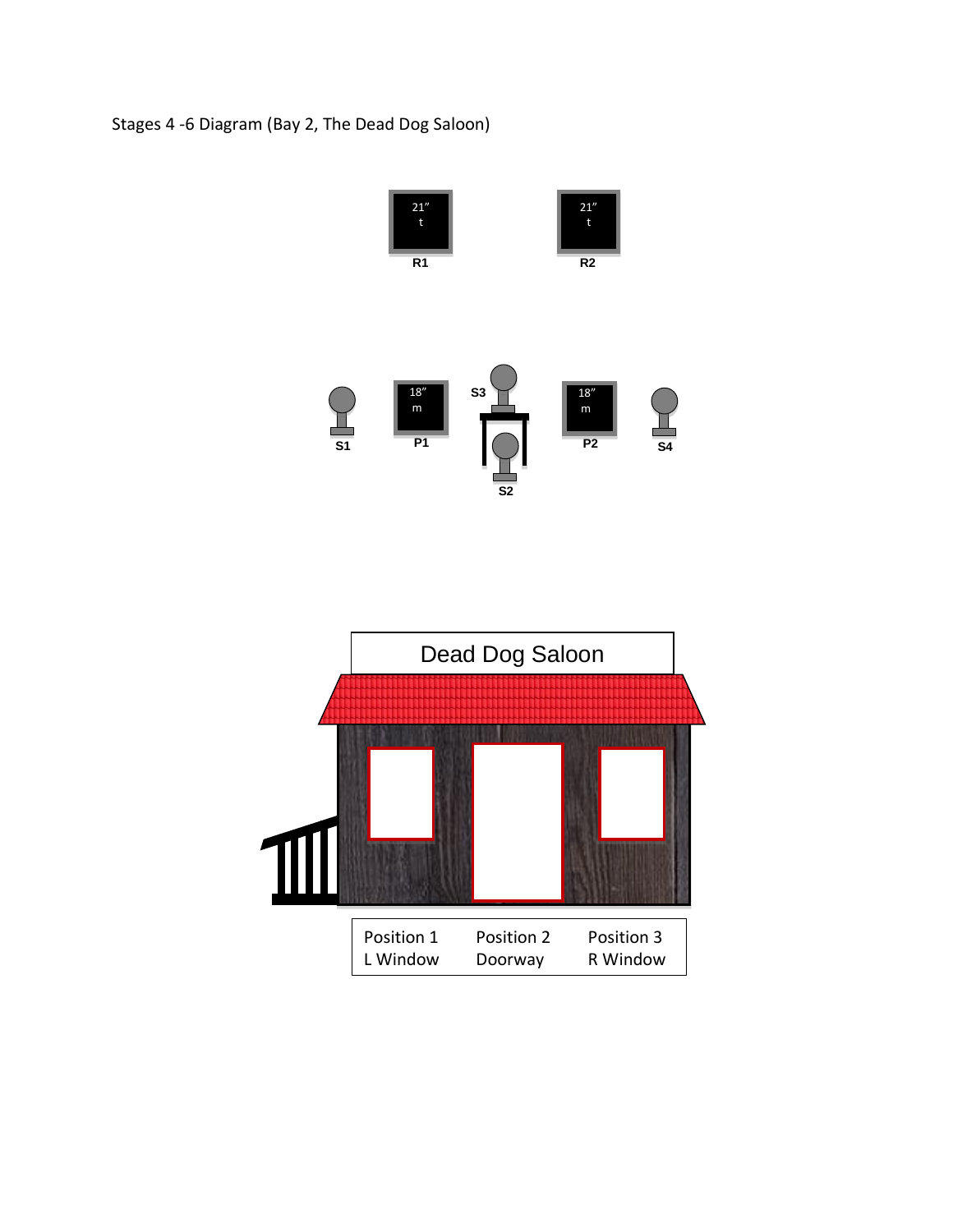Stages 4 -6 Diagram (Bay 2, The Dead Dog Saloon)

21" t
R1

21" t
R2

S1

18" m
P1

S3

S2

18" m
P2

S4

Dead Dog Saloon

| Position 1 | Position 2 | Position 3 |
|---|---|---|
| L Window | Doorway | R Window |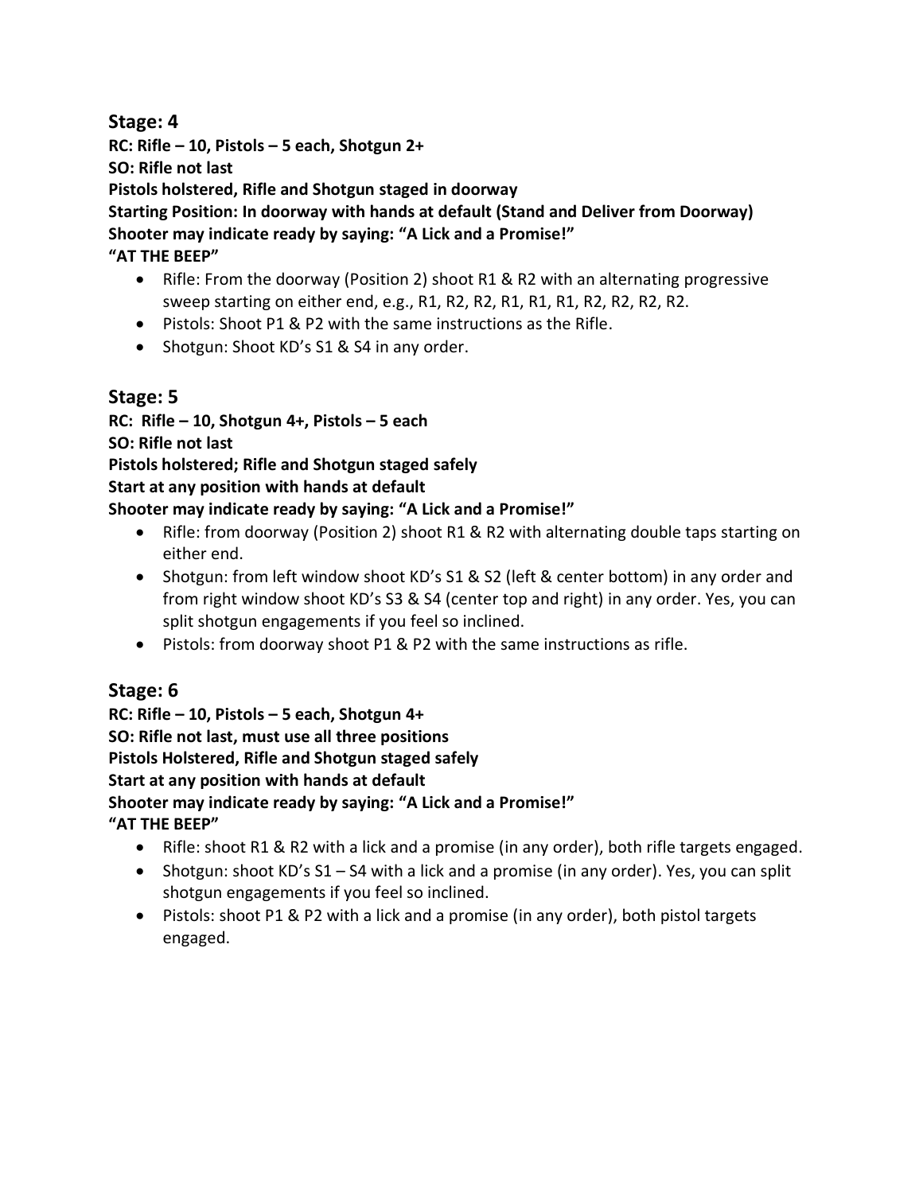## Stage: 4

**RC: Rifle – 10, Pistols – 5 each, Shotgun 2+**
**SO: Rifle not last**
**Pistols holstered, Rifle and Shotgun staged in doorway**
**Starting Position: In doorway with hands at default (Stand and Deliver from Doorway)**
**Shooter may indicate ready by saying: "A Lick and a Promise!"**
**"AT THE BEEP"**

- Rifle: From the doorway (Position 2) shoot R1 & R2 with an alternating progressive sweep starting on either end, e.g., R1, R2, R2, R1, R1, R1, R2, R2, R2, R2.
- Pistols: Shoot P1 & P2 with the same instructions as the Rifle.
- Shotgun: Shoot KD's S1 & S4 in any order.

## Stage: 5

**RC: Rifle – 10, Shotgun 4+, Pistols – 5 each**
**SO: Rifle not last**
**Pistols holstered; Rifle and Shotgun staged safely**
**Start at any position with hands at default**
**Shooter may indicate ready by saying: "A Lick and a Promise!"**

- Rifle: from doorway (Position 2) shoot R1 & R2 with alternating double taps starting on either end.
- Shotgun: from left window shoot KD's S1 & S2 (left & center bottom) in any order and from right window shoot KD's S3 & S4 (center top and right) in any order. Yes, you can split shotgun engagements if you feel so inclined.
- Pistols: from doorway shoot P1 & P2 with the same instructions as rifle.

## Stage: 6

**RC: Rifle – 10, Pistols – 5 each, Shotgun 4+**
**SO: Rifle not last, must use all three positions**
**Pistols Holstered, Rifle and Shotgun staged safely**
**Start at any position with hands at default**
**Shooter may indicate ready by saying: "A Lick and a Promise!"**
**"AT THE BEEP"**

- Rifle: shoot R1 & R2 with a lick and a promise (in any order), both rifle targets engaged.
- Shotgun: shoot KD's S1 – S4 with a lick and a promise (in any order). Yes, you can split shotgun engagements if you feel so inclined.
- Pistols: shoot P1 & P2 with a lick and a promise (in any order), both pistol targets engaged.